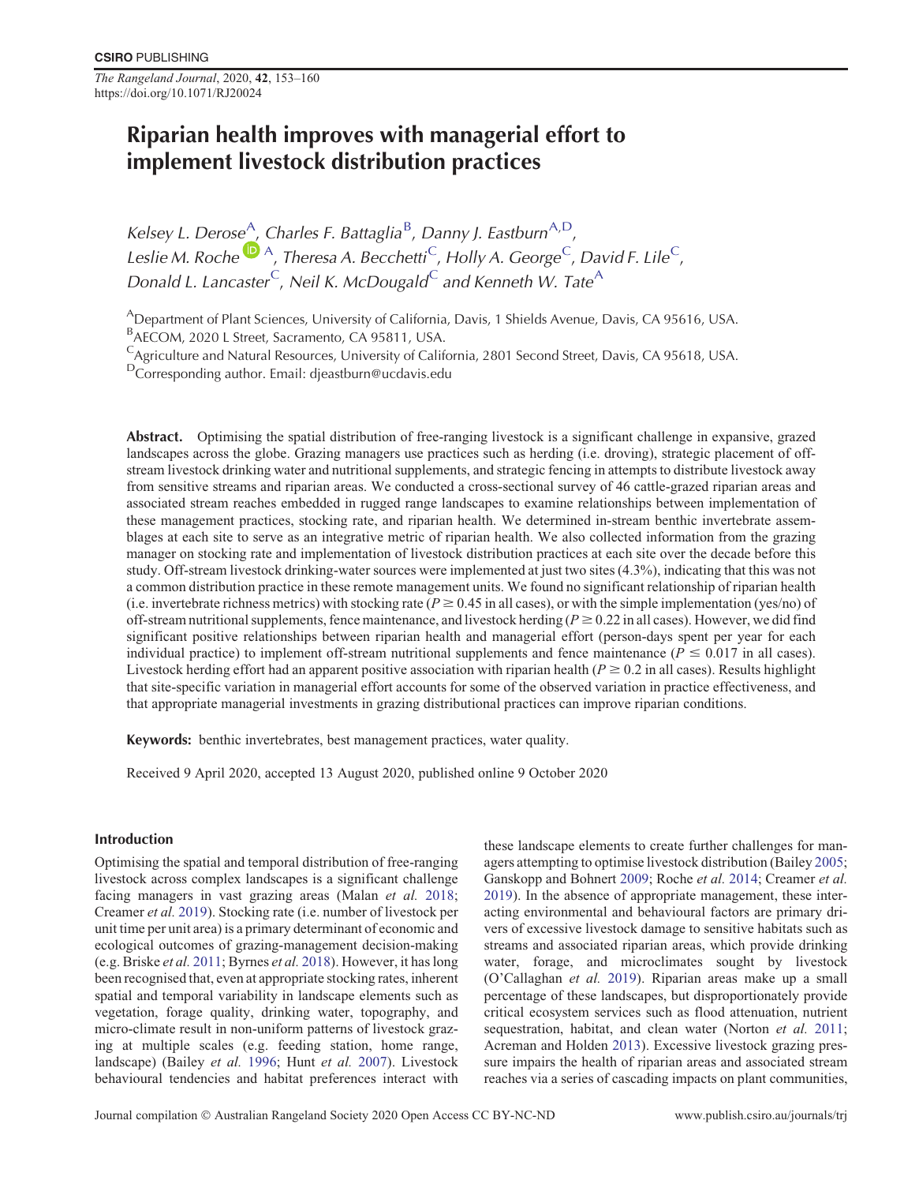# Riparian health improves with managerial effort to implement livestock distribution practices

*Kelsey L. Derose*[A], *Charles F. Battaglia*[B], *Danny J. Eastburn*[A,D], *Leslie M. Roche*[A], *Theresa A. Becchetti*[C], *Holly A. George*[C], *David F. Lile*[C], *Donald L. Lancaster*[C], *Neil K. McDougald*[C] and *Kenneth W. Tate*[A]

[A]Department of Plant Sciences, University of California, Davis, 1 Shields Avenue, Davis, CA 95616, USA.
[B]AECOM, 2020 L Street, Sacramento, CA 95811, USA.
[C]Agriculture and Natural Resources, University of California, 2801 Second Street, Davis, CA 95618, USA.
[D]Corresponding author. Email: djeastburn@ucdavis.edu

**Abstract.** Optimising the spatial distribution of free-ranging livestock is a significant challenge in expansive, grazed landscapes across the globe. Grazing managers use practices such as herding (i.e. droving), strategic placement of off-stream livestock drinking water and nutritional supplements, and strategic fencing in attempts to distribute livestock away from sensitive streams and riparian areas. We conducted a cross-sectional survey of 46 cattle-grazed riparian areas and associated stream reaches embedded in rugged range landscapes to examine relationships between implementation of these management practices, stocking rate, and riparian health. We determined in-stream benthic invertebrate assemblages at each site to serve as an integrative metric of riparian health. We also collected information from the grazing manager on stocking rate and implementation of livestock distribution practices at each site over the decade before this study. Off-stream livestock drinking-water sources were implemented at just two sites (4.3%), indicating that this was not a common distribution practice in these remote management units. We found no significant relationship of riparian health (i.e. invertebrate richness metrics) with stocking rate ($P \geq 0.45$ in all cases), or with the simple implementation (yes/no) of off-stream nutritional supplements, fence maintenance, and livestock herding ($P \geq 0.22$ in all cases). However, we did find significant positive relationships between riparian health and managerial effort (person-days spent per year for each individual practice) to implement off-stream nutritional supplements and fence maintenance ($P \leq 0.017$ in all cases). Livestock herding effort had an apparent positive association with riparian health ($P \geq 0.2$ in all cases). Results highlight that site-specific variation in managerial effort accounts for some of the observed variation in practice effectiveness, and that appropriate managerial investments in grazing distributional practices can improve riparian conditions.

**Keywords:** benthic invertebrates, best management practices, water quality.

Received 9 April 2020, accepted 13 August 2020, published online 9 October 2020

## Introduction

Optimising the spatial and temporal distribution of free-ranging livestock across complex landscapes is a significant challenge facing managers in vast grazing areas (Malan *et al.* 2018; Creamer *et al.* 2019). Stocking rate (i.e. number of livestock per unit time per unit area) is a primary determinant of economic and ecological outcomes of grazing-management decision-making (e.g. Briske *et al.* 2011; Byrnes *et al.* 2018). However, it has long been recognised that, even at appropriate stocking rates, inherent spatial and temporal variability in landscape elements such as vegetation, forage quality, drinking water, topography, and micro-climate result in non-uniform patterns of livestock grazing at multiple scales (e.g. feeding station, home range, landscape) (Bailey *et al.* 1996; Hunt *et al.* 2007). Livestock behavioural tendencies and habitat preferences interact with these landscape elements to create further challenges for managers attempting to optimise livestock distribution (Bailey 2005; Ganskopp and Bohnert 2009; Roche *et al.* 2014; Creamer *et al.* 2019). In the absence of appropriate management, these interacting environmental and behavioural factors are primary drivers of excessive livestock damage to sensitive habitats such as streams and associated riparian areas, which provide drinking water, forage, and microclimates sought by livestock (O'Callaghan *et al.* 2019). Riparian areas make up a small percentage of these landscapes, but disproportionately provide critical ecosystem services such as flood attenuation, nutrient sequestration, habitat, and clean water (Norton *et al.* 2011; Acreman and Holden 2013). Excessive livestock grazing pressure impairs the health of riparian areas and associated stream reaches via a series of cascading impacts on plant communities,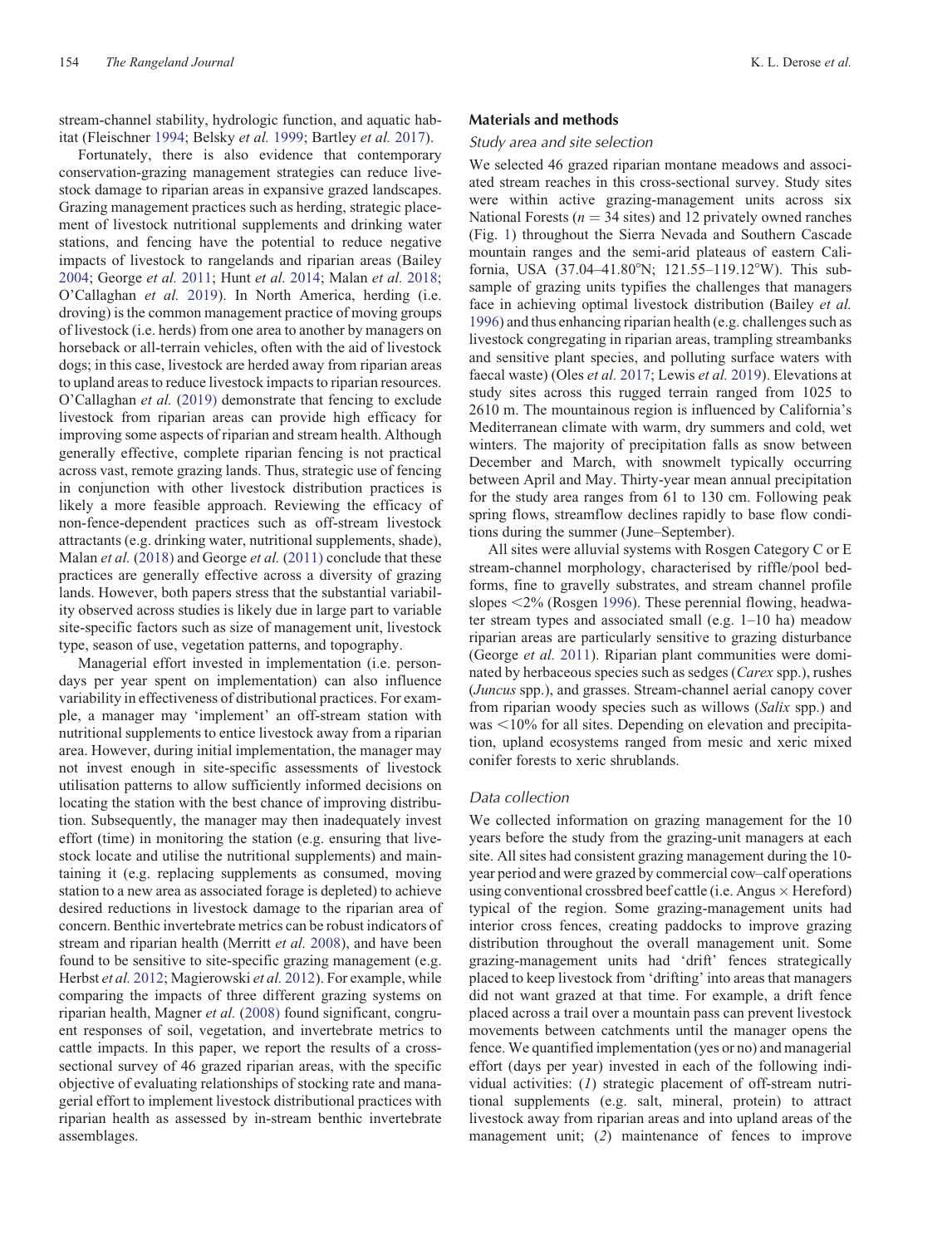stream-channel stability, hydrologic function, and aquatic habitat (Fleischner 1994; Belsky *et al.* 1999; Bartley *et al.* 2017).

Fortunately, there is also evidence that contemporary conservation-grazing management strategies can reduce livestock damage to riparian areas in expansive grazed landscapes. Grazing management practices such as herding, strategic placement of livestock nutritional supplements and drinking water stations, and fencing have the potential to reduce negative impacts of livestock to rangelands and riparian areas (Bailey 2004; George *et al.* 2011; Hunt *et al.* 2014; Malan *et al.* 2018; O'Callaghan *et al.* 2019). In North America, herding (i.e. droving) is the common management practice of moving groups of livestock (i.e. herds) from one area to another by managers on horseback or all-terrain vehicles, often with the aid of livestock dogs; in this case, livestock are herded away from riparian areas to upland areas to reduce livestock impacts to riparian resources. O'Callaghan *et al.* (2019) demonstrate that fencing to exclude livestock from riparian areas can provide high efficacy for improving some aspects of riparian and stream health. Although generally effective, complete riparian fencing is not practical across vast, remote grazing lands. Thus, strategic use of fencing in conjunction with other livestock distribution practices is likely a more feasible approach. Reviewing the efficacy of non-fence-dependent practices such as off-stream livestock attractants (e.g. drinking water, nutritional supplements, shade), Malan *et al.* (2018) and George *et al.* (2011) conclude that these practices are generally effective across a diversity of grazing lands. However, both papers stress that the substantial variability observed across studies is likely due in large part to variable site-specific factors such as size of management unit, livestock type, season of use, vegetation patterns, and topography.

Managerial effort invested in implementation (i.e. person-days per year spent on implementation) can also influence variability in effectiveness of distributional practices. For example, a manager may 'implement' an off-stream station with nutritional supplements to entice livestock away from a riparian area. However, during initial implementation, the manager may not invest enough in site-specific assessments of livestock utilisation patterns to allow sufficiently informed decisions on locating the station with the best chance of improving distribution. Subsequently, the manager may then inadequately invest effort (time) in monitoring the station (e.g. ensuring that livestock locate and utilise the nutritional supplements) and maintaining it (e.g. replacing supplements as consumed, moving station to a new area as associated forage is depleted) to achieve desired reductions in livestock damage to the riparian area of concern. Benthic invertebrate metrics can be robust indicators of stream and riparian health (Merritt *et al.* 2008), and have been found to be sensitive to site-specific grazing management (e.g. Herbst *et al.* 2012; Magierowski *et al.* 2012). For example, while comparing the impacts of three different grazing systems on riparian health, Magner *et al.* (2008) found significant, congruent responses of soil, vegetation, and invertebrate metrics to cattle impacts. In this paper, we report the results of a cross-sectional survey of 46 grazed riparian areas, with the specific objective of evaluating relationships of stocking rate and managerial effort to implement livestock distributional practices with riparian health as assessed by in-stream benthic invertebrate assemblages.

## Materials and methods

### *Study area and site selection*

We selected 46 grazed riparian montane meadows and associated stream reaches in this cross-sectional survey. Study sites were within active grazing-management units across six National Forests ($n = 34$ sites) and 12 privately owned ranches (Fig. 1) throughout the Sierra Nevada and Southern Cascade mountain ranges and the semi-arid plateaus of eastern California, USA (37.04–41.80°N; 121.55–119.12°W). This subsample of grazing units typifies the challenges that managers face in achieving optimal livestock distribution (Bailey *et al.* 1996) and thus enhancing riparian health (e.g. challenges such as livestock congregating in riparian areas, trampling streambanks and sensitive plant species, and polluting surface waters with faecal waste) (Oles *et al.* 2017; Lewis *et al.* 2019). Elevations at study sites across this rugged terrain ranged from 1025 to 2610 m. The mountainous region is influenced by California's Mediterranean climate with warm, dry summers and cold, wet winters. The majority of precipitation falls as snow between December and March, with snowmelt typically occurring between April and May. Thirty-year mean annual precipitation for the study area ranges from 61 to 130 cm. Following peak spring flows, streamflow declines rapidly to base flow conditions during the summer (June–September).

All sites were alluvial systems with Rosgen Category C or E stream-channel morphology, characterised by riffle/pool bedforms, fine to gravelly substrates, and stream channel profile slopes <2% (Rosgen 1996). These perennial flowing, headwater stream types and associated small (e.g. 1–10 ha) meadow riparian areas are particularly sensitive to grazing disturbance (George *et al.* 2011). Riparian plant communities were dominated by herbaceous species such as sedges (*Carex* spp.), rushes (*Juncus* spp.), and grasses. Stream-channel aerial canopy cover from riparian woody species such as willows (*Salix* spp.) and was <10% for all sites. Depending on elevation and precipitation, upland ecosystems ranged from mesic and xeric mixed conifer forests to xeric shrublands.

### *Data collection*

We collected information on grazing management for the 10 years before the study from the grazing-unit managers at each site. All sites had consistent grazing management during the 10-year period and were grazed by commercial cow–calf operations using conventional crossbred beef cattle (i.e. Angus × Hereford) typical of the region. Some grazing-management units had interior cross fences, creating paddocks to improve grazing distribution throughout the overall management unit. Some grazing-management units had 'drift' fences strategically placed to keep livestock from 'drifting' into areas that managers did not want grazed at that time. For example, a drift fence placed across a trail over a mountain pass can prevent livestock movements between catchments until the manager opens the fence. We quantified implementation (yes or no) and managerial effort (days per year) invested in each of the following individual activities: (*1*) strategic placement of off-stream nutritional supplements (e.g. salt, mineral, protein) to attract livestock away from riparian areas and into upland areas of the management unit; (*2*) maintenance of fences to improve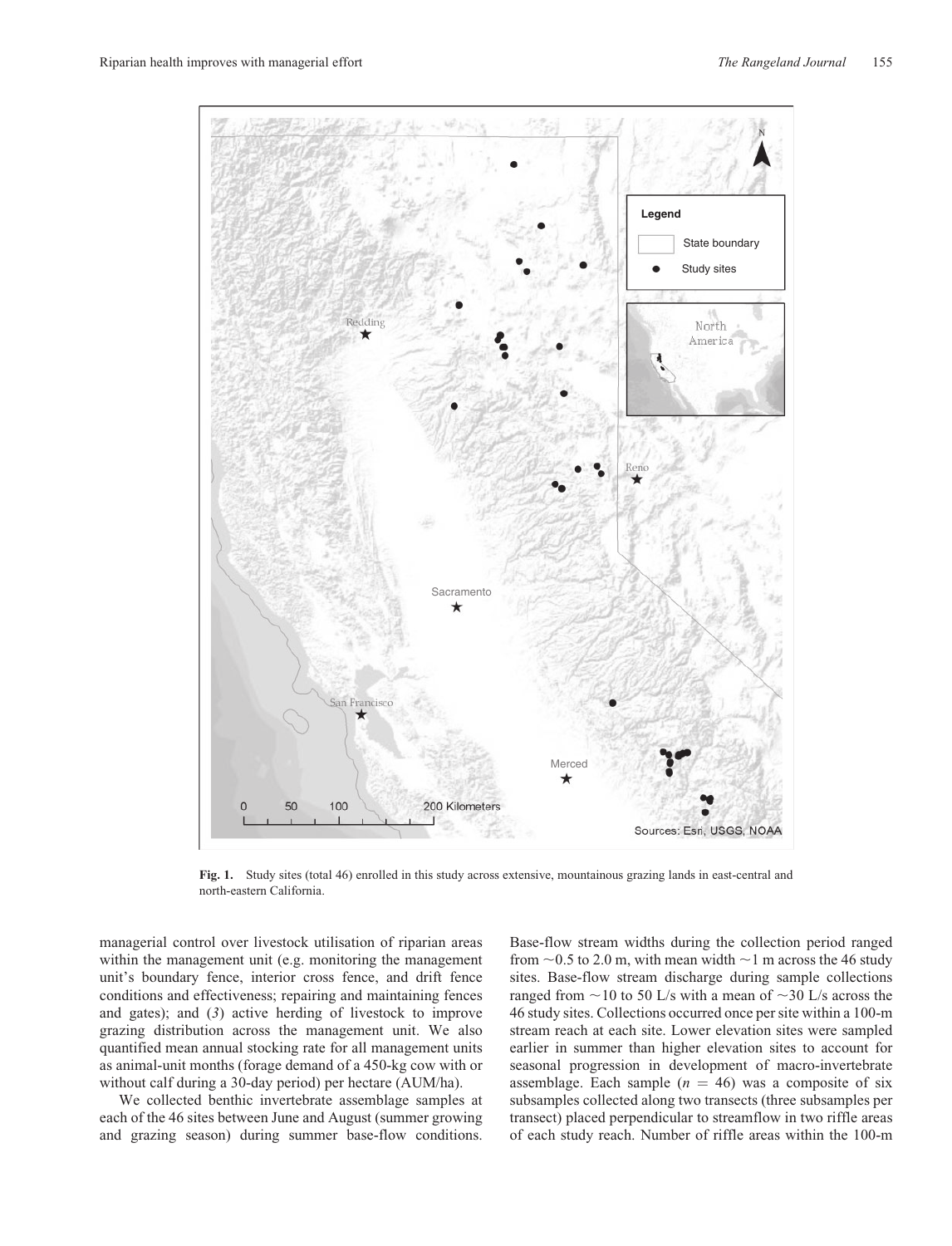**Fig. 1.** Study sites (total 46) enrolled in this study across extensive, mountainous grazing lands in east-central and north-eastern California.

managerial control over livestock utilisation of riparian areas within the management unit (e.g. monitoring the management unit's boundary fence, interior cross fence, and drift fence conditions and effectiveness; repairing and maintaining fences and gates); and (*3*) active herding of livestock to improve grazing distribution across the management unit. We also quantified mean annual stocking rate for all management units as animal-unit months (forage demand of a 450-kg cow with or without calf during a 30-day period) per hectare (AUM/ha).

We collected benthic invertebrate assemblage samples at each of the 46 sites between June and August (summer growing and grazing season) during summer base-flow conditions. Base-flow stream widths during the collection period ranged from ~0.5 to 2.0 m, with mean width ~1 m across the 46 study sites. Base-flow stream discharge during sample collections ranged from ~10 to 50 L/s with a mean of ~30 L/s across the 46 study sites. Collections occurred once per site within a 100-m stream reach at each site. Lower elevation sites were sampled earlier in summer than higher elevation sites to account for seasonal progression in development of macro-invertebrate assemblage. Each sample ($n = 46$) was a composite of six subsamples collected along two transects (three subsamples per transect) placed perpendicular to streamflow in two riffle areas of each study reach. Number of riffle areas within the 100-m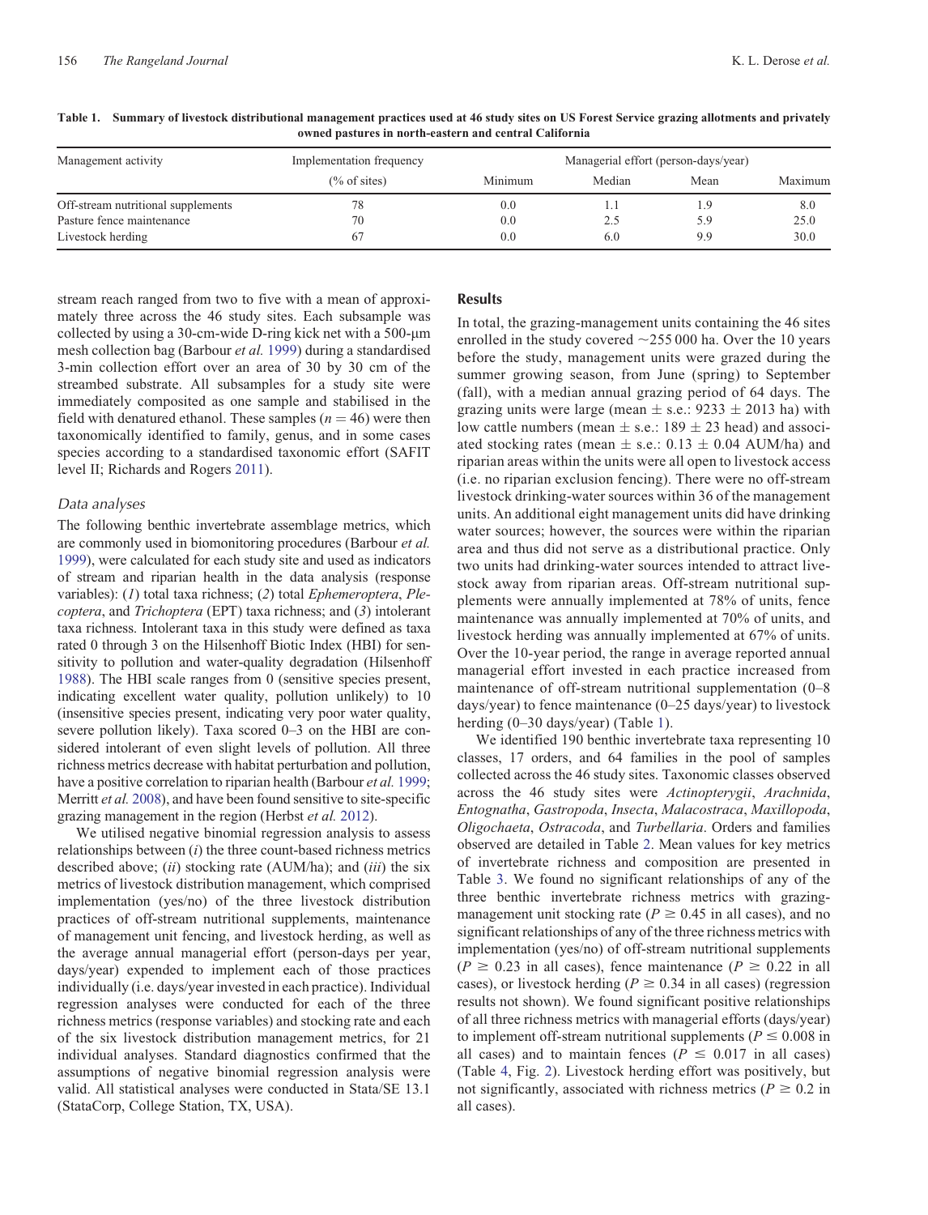**Table 1. Summary of livestock distributional management practices used at 46 study sites on US Forest Service grazing allotments and privately owned pastures in north-eastern and central California**

| Management activity | Implementation frequency (% of sites) | Managerial effort (person-days/year) | | | |
|---|---|---|---|---|---|
| | | Minimum | Median | Mean | Maximum |
| Off-stream nutritional supplements | 78 | 0.0 | 1.1 | 1.9 | 8.0 |
| Pasture fence maintenance | 70 | 0.0 | 2.5 | 5.9 | 25.0 |
| Livestock herding | 67 | 0.0 | 6.0 | 9.9 | 30.0 |

stream reach ranged from two to five with a mean of approximately three across the 46 study sites. Each subsample was collected by using a 30-cm-wide D-ring kick net with a 500-μm mesh collection bag (Barbour *et al.* 1999) during a standardised 3-min collection effort over an area of 30 by 30 cm of the streambed substrate. All subsamples for a study site were immediately composited as one sample and stabilised in the field with denatured ethanol. These samples ($n = 46$) were then taxonomically identified to family, genus, and in some cases species according to a standardised taxonomic effort (SAFIT level II; Richards and Rogers 2011).

### Data analyses

The following benthic invertebrate assemblage metrics, which are commonly used in biomonitoring procedures (Barbour *et al.* 1999), were calculated for each study site and used as indicators of stream and riparian health in the data analysis (response variables): (*1*) total taxa richness; (*2*) total *Ephemeroptera*, *Plecoptera*, and *Trichoptera* (EPT) taxa richness; and (*3*) intolerant taxa richness. Intolerant taxa in this study were defined as taxa rated 0 through 3 on the Hilsenhoff Biotic Index (HBI) for sensitivity to pollution and water-quality degradation (Hilsenhoff 1988). The HBI scale ranges from 0 (sensitive species present, indicating excellent water quality, pollution unlikely) to 10 (insensitive species present, indicating very poor water quality, severe pollution likely). Taxa scored 0–3 on the HBI are considered intolerant of even slight levels of pollution. All three richness metrics decrease with habitat perturbation and pollution, have a positive correlation to riparian health (Barbour *et al.* 1999; Merritt *et al.* 2008), and have been found sensitive to site-specific grazing management in the region (Herbst *et al.* 2012).

We utilised negative binomial regression analysis to assess relationships between (*i*) the three count-based richness metrics described above; (*ii*) stocking rate (AUM/ha); and (*iii*) the six metrics of livestock distribution management, which comprised implementation (yes/no) of the three livestock distribution practices of off-stream nutritional supplements, maintenance of management unit fencing, and livestock herding, as well as the average annual managerial effort (person-days per year, days/year) expended to implement each of those practices individually (i.e. days/year invested in each practice). Individual regression analyses were conducted for each of the three richness metrics (response variables) and stocking rate and each of the six livestock distribution management metrics, for 21 individual analyses. Standard diagnostics confirmed that the assumptions of negative binomial regression analysis were valid. All statistical analyses were conducted in Stata/SE 13.1 (StataCorp, College Station, TX, USA).

## Results

In total, the grazing-management units containing the 46 sites enrolled in the study covered ~255 000 ha. Over the 10 years before the study, management units were grazed during the summer growing season, from June (spring) to September (fall), with a median annual grazing period of 64 days. The grazing units were large (mean ± s.e.: 9233 ± 2013 ha) with low cattle numbers (mean ± s.e.: 189 ± 23 head) and associated stocking rates (mean ± s.e.: 0.13 ± 0.04 AUM/ha) and riparian areas within the units were all open to livestock access (i.e. no riparian exclusion fencing). There were no off-stream livestock drinking-water sources within 36 of the management units. An additional eight management units did have drinking water sources; however, the sources were within the riparian area and thus did not serve as a distributional practice. Only two units had drinking-water sources intended to attract livestock away from riparian areas. Off-stream nutritional supplements were annually implemented at 78% of units, fence maintenance was annually implemented at 70% of units, and livestock herding was annually implemented at 67% of units. Over the 10-year period, the range in average reported annual managerial effort invested in each practice increased from maintenance of off-stream nutritional supplementation (0–8 days/year) to fence maintenance (0–25 days/year) to livestock herding (0–30 days/year) (Table 1).

We identified 190 benthic invertebrate taxa representing 10 classes, 17 orders, and 64 families in the pool of samples collected across the 46 study sites. Taxonomic classes observed across the 46 study sites were *Actinopterygii*, *Arachnida*, *Entognatha*, *Gastropoda*, *Insecta*, *Malacostraca*, *Maxillopoda*, *Oligochaeta*, *Ostracoda*, and *Turbellaria*. Orders and families observed are detailed in Table 2. Mean values for key metrics of invertebrate richness and composition are presented in Table 3. We found no significant relationships of any of the three benthic invertebrate richness metrics with grazing-management unit stocking rate ($P \geq 0.45$ in all cases), and no significant relationships of any of the three richness metrics with implementation (yes/no) of off-stream nutritional supplements ($P \geq 0.23$ in all cases), fence maintenance ($P \geq 0.22$ in all cases), or livestock herding ($P \geq 0.34$ in all cases) (regression results not shown). We found significant positive relationships of all three richness metrics with managerial efforts (days/year) to implement off-stream nutritional supplements ($P \leq 0.008$ in all cases) and to maintain fences ($P \leq 0.017$ in all cases) (Table 4, Fig. 2). Livestock herding effort was positively, but not significantly, associated with richness metrics ($P \geq 0.2$ in all cases).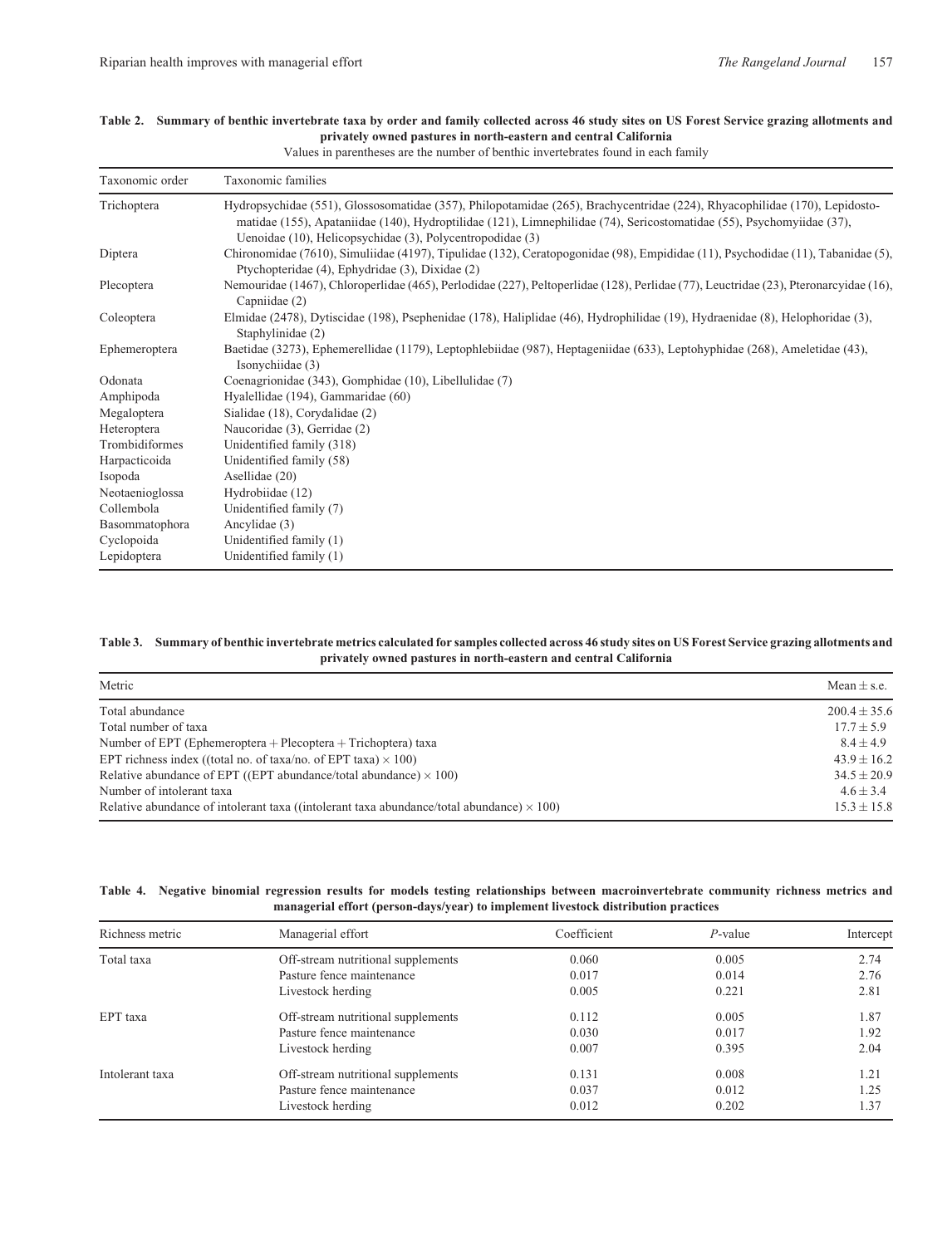**Table 2. Summary of benthic invertebrate taxa by order and family collected across 46 study sites on US Forest Service grazing allotments and privately owned pastures in north-eastern and central California**

Values in parentheses are the number of benthic invertebrates found in each family

| Taxonomic order | Taxonomic families |
|---|---|
| Trichoptera | Hydropsychidae (551), Glossosomatidae (357), Philopotamidae (265), Brachycentridae (224), Rhyacophilidae (170), Lepidostomatidae (155), Apataniidae (140), Hydroptilidae (121), Limnephilidae (74), Sericostomatidae (55), Psychomyiidae (37), Uenoidae (10), Helicopsychidae (3), Polycentropodidae (3) |
| Diptera | Chironomidae (7610), Simuliidae (4197), Tipulidae (132), Ceratopogonidae (98), Empididae (11), Psychodidae (11), Tabanidae (5), Ptychopteridae (4), Ephydridae (3), Dixidae (2) |
| Plecoptera | Nemouridae (1467), Chloroperlidae (465), Perlodidae (227), Peltoperlidae (128), Perlidae (77), Leuctridae (23), Pteronarcyidae (16), Capniidae (2) |
| Coleoptera | Elmidae (2478), Dytiscidae (198), Psephenidae (178), Haliplidae (46), Hydrophilidae (19), Hydraenidae (8), Helophoridae (3), Staphylinidae (2) |
| Ephemeroptera | Baetidae (3273), Ephemerellidae (1179), Leptophlebiidae (987), Heptageniidae (633), Leptohyphidae (268), Ameletidae (43), Isonychiidae (3) |
| Odonata | Coenagrionidae (343), Gomphidae (10), Libellulidae (7) |
| Amphipoda | Hyalellidae (194), Gammaridae (60) |
| Megaloptera | Sialidae (18), Corydalidae (2) |
| Heteroptera | Naucoridae (3), Gerridae (2) |
| Trombidiformes | Unidentified family (318) |
| Harpacticoida | Unidentified family (58) |
| Isopoda | Asellidae (20) |
| Neotaenioglossa | Hydrobiidae (12) |
| Collembola | Unidentified family (7) |
| Basommatophora | Ancylidae (3) |
| Cyclopoida | Unidentified family (1) |
| Lepidoptera | Unidentified family (1) |

**Table 3. Summary of benthic invertebrate metrics calculated for samples collected across 46 study sites on US Forest Service grazing allotments and privately owned pastures in north-eastern and central California**

| Metric | Mean ± s.e. |
|---|---|
| Total abundance | 200.4 ± 35.6 |
| Total number of taxa | 17.7 ± 5.9 |
| Number of EPT (Ephemeroptera + Plecoptera + Trichoptera) taxa | 8.4 ± 4.9 |
| EPT richness index ((total no. of taxa/no. of EPT taxa) × 100) | 43.9 ± 16.2 |
| Relative abundance of EPT ((EPT abundance/total abundance) × 100) | 34.5 ± 20.9 |
| Number of intolerant taxa | 4.6 ± 3.4 |
| Relative abundance of intolerant taxa ((intolerant taxa abundance/total abundance) × 100) | 15.3 ± 15.8 |

**Table 4. Negative binomial regression results for models testing relationships between macroinvertebrate community richness metrics and managerial effort (person-days/year) to implement livestock distribution practices**

| Richness metric | Managerial effort | Coefficient | *P*-value | Intercept |
|---|---|---|---|---|
| Total taxa | Off-stream nutritional supplements | 0.060 | 0.005 | 2.74 |
| | Pasture fence maintenance | 0.017 | 0.014 | 2.76 |
| | Livestock herding | 0.005 | 0.221 | 2.81 |
| EPT taxa | Off-stream nutritional supplements | 0.112 | 0.005 | 1.87 |
| | Pasture fence maintenance | 0.030 | 0.017 | 1.92 |
| | Livestock herding | 0.007 | 0.395 | 2.04 |
| Intolerant taxa | Off-stream nutritional supplements | 0.131 | 0.008 | 1.21 |
| | Pasture fence maintenance | 0.037 | 0.012 | 1.25 |
| | Livestock herding | 0.012 | 0.202 | 1.37 |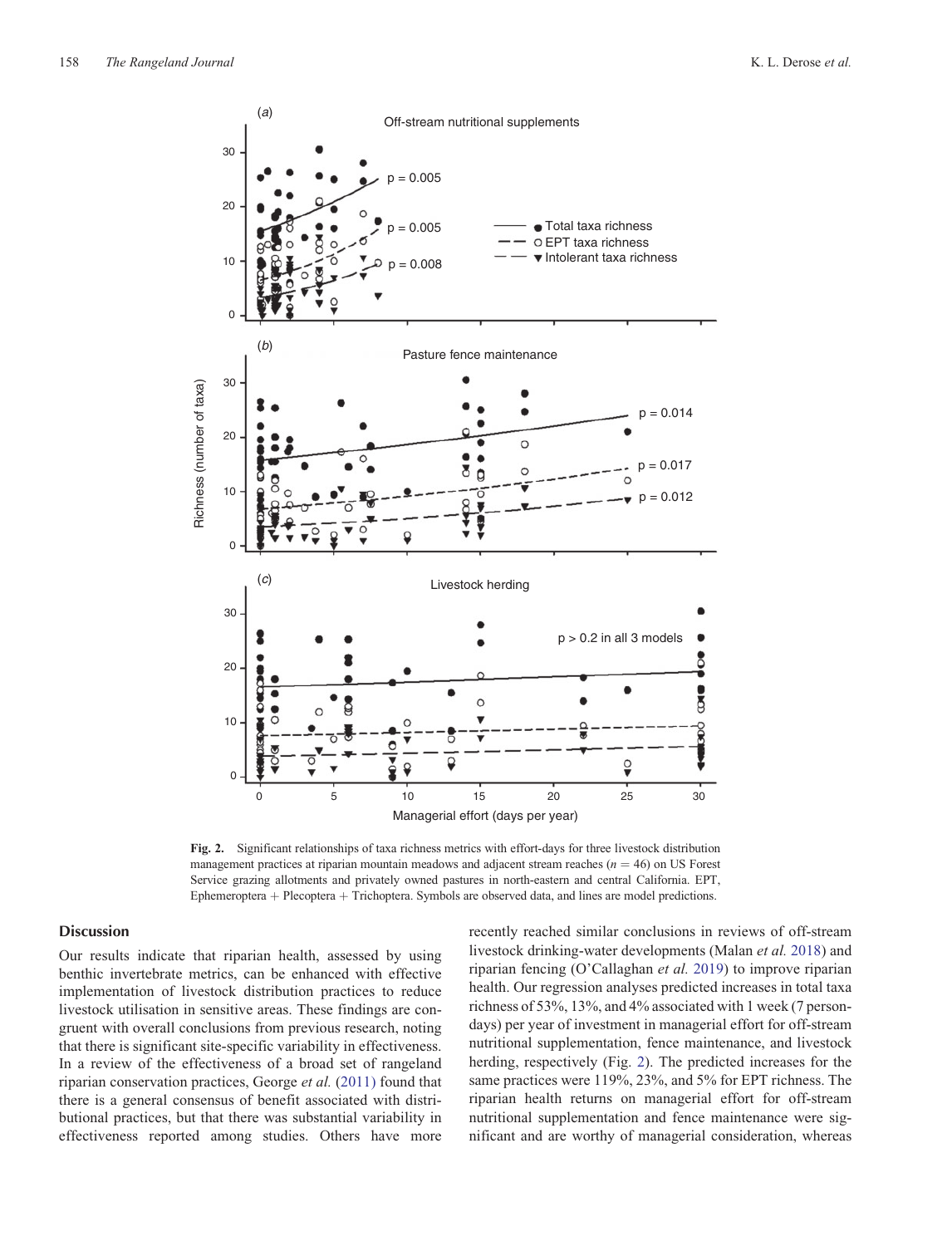**Fig. 2.** Significant relationships of taxa richness metrics with effort-days for three livestock distribution management practices at riparian mountain meadows and adjacent stream reaches ($n = 46$) on US Forest Service grazing allotments and privately owned pastures in north-eastern and central California. EPT, Ephemeroptera + Plecoptera + Trichoptera. Symbols are observed data, and lines are model predictions.

## Discussion

Our results indicate that riparian health, assessed by using benthic invertebrate metrics, can be enhanced with effective implementation of livestock distribution practices to reduce livestock utilisation in sensitive areas. These findings are congruent with overall conclusions from previous research, noting that there is significant site-specific variability in effectiveness. In a review of the effectiveness of a broad set of rangeland riparian conservation practices, George *et al.* (2011) found that there is a general consensus of benefit associated with distributional practices, but that there was substantial variability in effectiveness reported among studies. Others have more recently reached similar conclusions in reviews of off-stream livestock drinking-water developments (Malan *et al.* 2018) and riparian fencing (O'Callaghan *et al.* 2019) to improve riparian health. Our regression analyses predicted increases in total taxa richness of 53%, 13%, and 4% associated with 1 week (7 person-days) per year of investment in managerial effort for off-stream nutritional supplementation, fence maintenance, and livestock herding, respectively (Fig. 2). The predicted increases for the same practices were 119%, 23%, and 5% for EPT richness. The riparian health returns on managerial effort for off-stream nutritional supplementation and fence maintenance were significant and are worthy of managerial consideration, whereas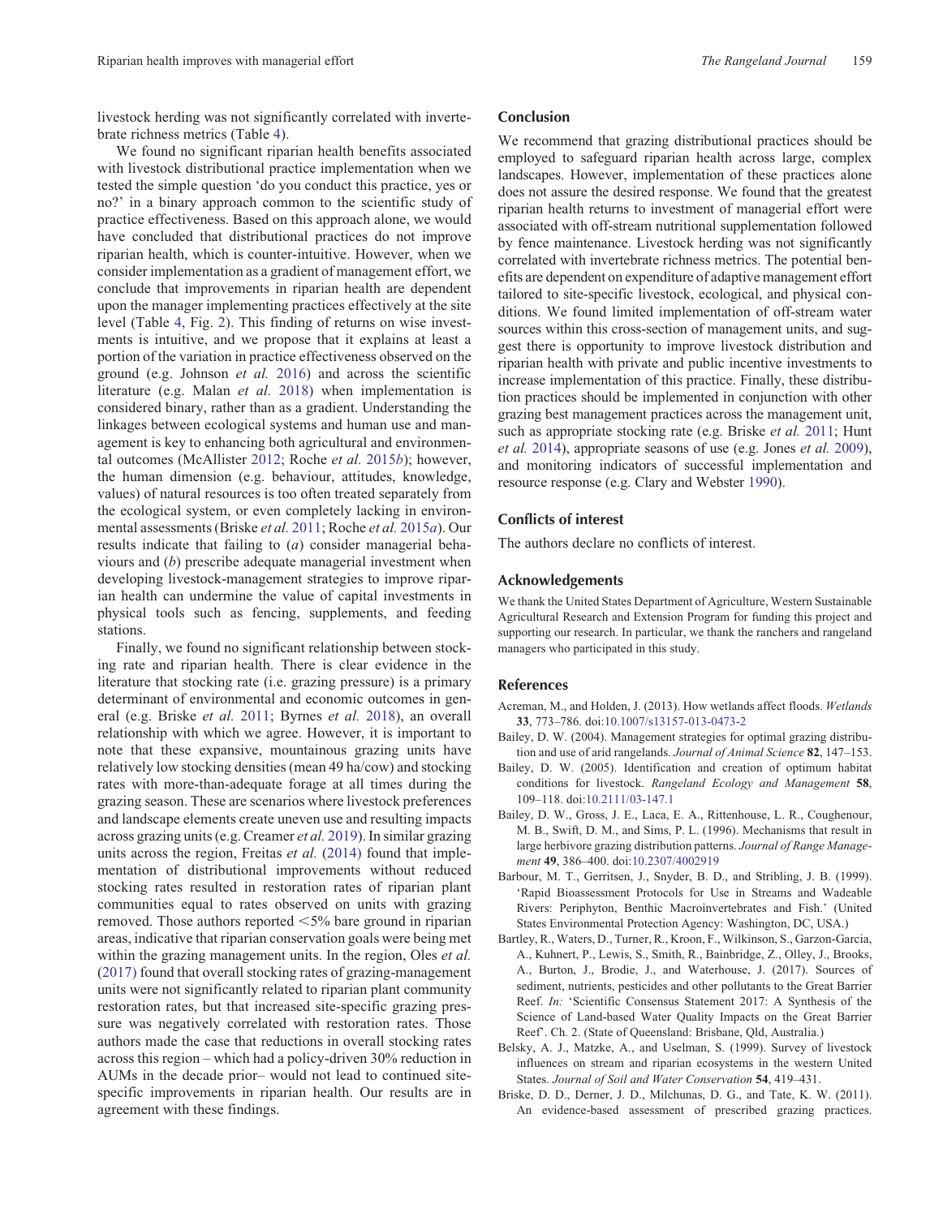livestock herding was not significantly correlated with invertebrate richness metrics (Table 4).

We found no significant riparian health benefits associated with livestock distributional practice implementation when we tested the simple question 'do you conduct this practice, yes or no?' in a binary approach common to the scientific study of practice effectiveness. Based on this approach alone, we would have concluded that distributional practices do not improve riparian health, which is counter-intuitive. However, when we consider implementation as a gradient of management effort, we conclude that improvements in riparian health are dependent upon the manager implementing practices effectively at the site level (Table 4, Fig. 2). This finding of returns on wise investments is intuitive, and we propose that it explains at least a portion of the variation in practice effectiveness observed on the ground (e.g. Johnson *et al.* 2016) and across the scientific literature (e.g. Malan *et al.* 2018) when implementation is considered binary, rather than as a gradient. Understanding the linkages between ecological systems and human use and management is key to enhancing both agricultural and environmental outcomes (McAllister 2012; Roche *et al.* 2015*b*); however, the human dimension (e.g. behaviour, attitudes, knowledge, values) of natural resources is too often treated separately from the ecological system, or even completely lacking in environmental assessments (Briske *et al.* 2011; Roche *et al.* 2015*a*). Our results indicate that failing to (*a*) consider managerial behaviours and (*b*) prescribe adequate managerial investment when developing livestock-management strategies to improve riparian health can undermine the value of capital investments in physical tools such as fencing, supplements, and feeding stations.

Finally, we found no significant relationship between stocking rate and riparian health. There is clear evidence in the literature that stocking rate (i.e. grazing pressure) is a primary determinant of environmental and economic outcomes in general (e.g. Briske *et al.* 2011; Byrnes *et al.* 2018), an overall relationship with which we agree. However, it is important to note that these expansive, mountainous grazing units have relatively low stocking densities (mean 49 ha/cow) and stocking rates with more-than-adequate forage at all times during the grazing season. These are scenarios where livestock preferences and landscape elements create uneven use and resulting impacts across grazing units (e.g. Creamer *et al.* 2019). In similar grazing units across the region, Freitas *et al.* (2014) found that implementation of distributional improvements without reduced stocking rates resulted in restoration rates of riparian plant communities equal to rates observed on units with grazing removed. Those authors reported <5% bare ground in riparian areas, indicative that riparian conservation goals were being met within the grazing management units. In the region, Oles *et al.* (2017) found that overall stocking rates of grazing-management units were not significantly related to riparian plant community restoration rates, but that increased site-specific grazing pressure was negatively correlated with restoration rates. Those authors made the case that reductions in overall stocking rates across this region – which had a policy-driven 30% reduction in AUMs in the decade prior– would not lead to continued site-specific improvements in riparian health. Our results are in agreement with these findings.

## Conclusion

We recommend that grazing distributional practices should be employed to safeguard riparian health across large, complex landscapes. However, implementation of these practices alone does not assure the desired response. We found that the greatest riparian health returns to investment of managerial effort were associated with off-stream nutritional supplementation followed by fence maintenance. Livestock herding was not significantly correlated with invertebrate richness metrics. The potential benefits are dependent on expenditure of adaptive management effort tailored to site-specific livestock, ecological, and physical conditions. We found limited implementation of off-stream water sources within this cross-section of management units, and suggest there is opportunity to improve livestock distribution and riparian health with private and public incentive investments to increase implementation of this practice. Finally, these distribution practices should be implemented in conjunction with other grazing best management practices across the management unit, such as appropriate stocking rate (e.g. Briske *et al.* 2011; Hunt *et al.* 2014), appropriate seasons of use (e.g. Jones *et al.* 2009), and monitoring indicators of successful implementation and resource response (e.g. Clary and Webster 1990).

## Conflicts of interest

The authors declare no conflicts of interest.

## Acknowledgements

We thank the United States Department of Agriculture, Western Sustainable Agricultural Research and Extension Program for funding this project and supporting our research. In particular, we thank the ranchers and rangeland managers who participated in this study.

## References

Acreman, M., and Holden, J. (2013). How wetlands affect floods. *Wetlands* **33**, 773–786. doi:10.1007/s13157-013-0473-2

Bailey, D. W. (2004). Management strategies for optimal grazing distribution and use of arid rangelands. *Journal of Animal Science* **82**, 147–153.

Bailey, D. W. (2005). Identification and creation of optimum habitat conditions for livestock. *Rangeland Ecology and Management* **58**, 109–118. doi:10.2111/03-147.1

Bailey, D. W., Gross, J. E., Laca, E. A., Rittenhouse, L. R., Coughenour, M. B., Swift, D. M., and Sims, P. L. (1996). Mechanisms that result in large herbivore grazing distribution patterns. *Journal of Range Management* **49**, 386–400. doi:10.2307/4002919

Barbour, M. T., Gerritsen, J., Snyder, B. D., and Stribling, J. B. (1999). 'Rapid Bioassessment Protocols for Use in Streams and Wadeable Rivers: Periphyton, Benthic Macroinvertebrates and Fish.' (United States Environmental Protection Agency: Washington, DC, USA.)

Bartley, R., Waters, D., Turner, R., Kroon, F., Wilkinson, S., Garzon-Garcia, A., Kuhnert, P., Lewis, S., Smith, R., Bainbridge, Z., Olley, J., Brooks, A., Burton, J., Brodie, J., and Waterhouse, J. (2017). Sources of sediment, nutrients, pesticides and other pollutants to the Great Barrier Reef. *In:* 'Scientific Consensus Statement 2017: A Synthesis of the Science of Land-based Water Quality Impacts on the Great Barrier Reef'. Ch. 2. (State of Queensland: Brisbane, Qld, Australia.)

Belsky, A. J., Matzke, A., and Uselman, S. (1999). Survey of livestock influences on stream and riparian ecosystems in the western United States. *Journal of Soil and Water Conservation* **54**, 419–431.

Briske, D. D., Derner, J. D., Milchunas, D. G., and Tate, K. W. (2011). An evidence-based assessment of prescribed grazing practices.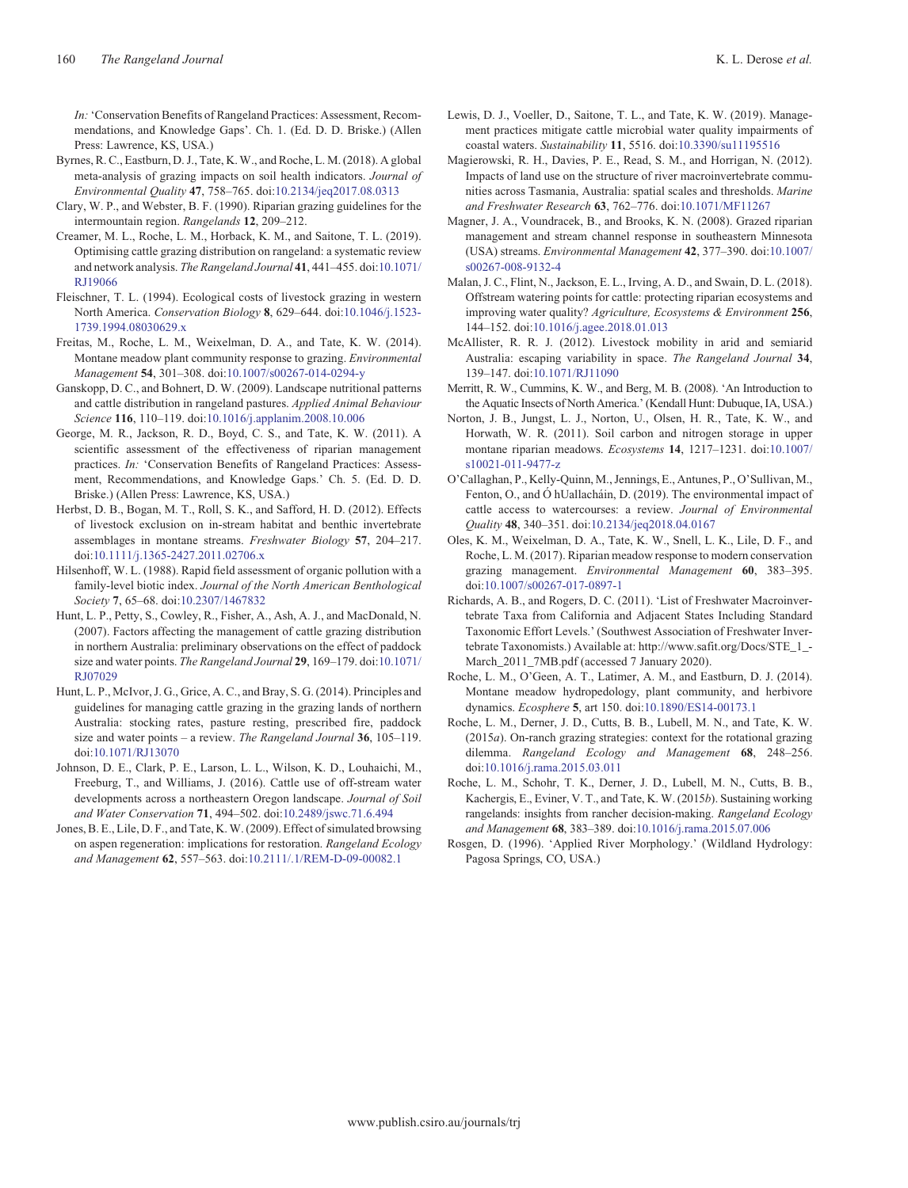*In:* 'Conservation Benefits of Rangeland Practices: Assessment, Recommendations, and Knowledge Gaps'. Ch. 1. (Ed. D. D. Briske.) (Allen Press: Lawrence, KS, USA.)

Byrnes, R. C., Eastburn, D. J., Tate, K. W., and Roche, L. M. (2018). A global meta-analysis of grazing impacts on soil health indicators. *Journal of Environmental Quality* **47**, 758–765. doi:10.2134/jeq2017.08.0313

Clary, W. P., and Webster, B. F. (1990). Riparian grazing guidelines for the intermountain region. *Rangelands* **12**, 209–212.

Creamer, M. L., Roche, L. M., Horback, K. M., and Saitone, T. L. (2019). Optimising cattle grazing distribution on rangeland: a systematic review and network analysis. *The Rangeland Journal* **41**, 441–455. doi:10.1071/RJ19066

Fleischner, T. L. (1994). Ecological costs of livestock grazing in western North America. *Conservation Biology* **8**, 629–644. doi:10.1046/j.1523-1739.1994.08030629.x

Freitas, M., Roche, L. M., Weixelman, D. A., and Tate, K. W. (2014). Montane meadow plant community response to grazing. *Environmental Management* **54**, 301–308. doi:10.1007/s00267-014-0294-y

Ganskopp, D. C., and Bohnert, D. W. (2009). Landscape nutritional patterns and cattle distribution in rangeland pastures. *Applied Animal Behaviour Science* **116**, 110–119. doi:10.1016/j.applanim.2008.10.006

George, M. R., Jackson, R. D., Boyd, C. S., and Tate, K. W. (2011). A scientific assessment of the effectiveness of riparian management practices. *In:* 'Conservation Benefits of Rangeland Practices: Assessment, Recommendations, and Knowledge Gaps.' Ch. 5. (Ed. D. D. Briske.) (Allen Press: Lawrence, KS, USA.)

Herbst, D. B., Bogan, M. T., Roll, S. K., and Safford, H. D. (2012). Effects of livestock exclusion on in-stream habitat and benthic invertebrate assemblages in montane streams. *Freshwater Biology* **57**, 204–217. doi:10.1111/j.1365-2427.2011.02706.x

Hilsenhoff, W. L. (1988). Rapid field assessment of organic pollution with a family-level biotic index. *Journal of the North American Benthological Society* **7**, 65–68. doi:10.2307/1467832

Hunt, L. P., Petty, S., Cowley, R., Fisher, A., Ash, A. J., and MacDonald, N. (2007). Factors affecting the management of cattle grazing distribution in northern Australia: preliminary observations on the effect of paddock size and water points. *The Rangeland Journal* **29**, 169–179. doi:10.1071/RJ07029

Hunt, L. P., McIvor, J. G., Grice, A. C., and Bray, S. G. (2014). Principles and guidelines for managing cattle grazing in the grazing lands of northern Australia: stocking rates, pasture resting, prescribed fire, paddock size and water points – a review. *The Rangeland Journal* **36**, 105–119. doi:10.1071/RJ13070

Johnson, D. E., Clark, P. E., Larson, L. L., Wilson, K. D., Louhaichi, M., Freeburg, T., and Williams, J. (2016). Cattle use of off-stream water developments across a northeastern Oregon landscape. *Journal of Soil and Water Conservation* **71**, 494–502. doi:10.2489/jswc.71.6.494

Jones, B. E., Lile, D. F., and Tate, K. W. (2009). Effect of simulated browsing on aspen regeneration: implications for restoration. *Rangeland Ecology and Management* **62**, 557–563. doi:10.2111/.1/REM-D-09-00082.1

Lewis, D. J., Voeller, D., Saitone, T. L., and Tate, K. W. (2019). Management practices mitigate cattle microbial water quality impairments of coastal waters. *Sustainability* **11**, 5516. doi:10.3390/su11195516

Magierowski, R. H., Davies, P. E., Read, S. M., and Horrigan, N. (2012). Impacts of land use on the structure of river macroinvertebrate communities across Tasmania, Australia: spatial scales and thresholds. *Marine and Freshwater Research* **63**, 762–776. doi:10.1071/MF11267

Magner, J. A., Voundracek, B., and Brooks, K. N. (2008). Grazed riparian management and stream channel response in southeastern Minnesota (USA) streams. *Environmental Management* **42**, 377–390. doi:10.1007/s00267-008-9132-4

Malan, J. C., Flint, N., Jackson, E. L., Irving, A. D., and Swain, D. L. (2018). Offstream watering points for cattle: protecting riparian ecosystems and improving water quality? *Agriculture, Ecosystems & Environment* **256**, 144–152. doi:10.1016/j.agee.2018.01.013

McAllister, R. R. J. (2012). Livestock mobility in arid and semiarid Australia: escaping variability in space. *The Rangeland Journal* **34**, 139–147. doi:10.1071/RJ11090

Merritt, R. W., Cummins, K. W., and Berg, M. B. (2008). 'An Introduction to the Aquatic Insects of North America.' (Kendall Hunt: Dubuque, IA, USA.)

Norton, J. B., Jungst, L. J., Norton, U., Olsen, H. R., Tate, K. W., and Horwath, W. R. (2011). Soil carbon and nitrogen storage in upper montane riparian meadows. *Ecosystems* **14**, 1217–1231. doi:10.1007/s10021-011-9477-z

O'Callaghan, P., Kelly-Quinn, M., Jennings, E., Antunes, P., O'Sullivan, M., Fenton, O., and Ó hUallacháin, D. (2019). The environmental impact of cattle access to watercourses: a review. *Journal of Environmental Quality* **48**, 340–351. doi:10.2134/jeq2018.04.0167

Oles, K. M., Weixelman, D. A., Tate, K. W., Snell, L. K., Lile, D. F., and Roche, L. M. (2017). Riparian meadow response to modern conservation grazing management. *Environmental Management* **60**, 383–395. doi:10.1007/s00267-017-0897-1

Richards, A. B., and Rogers, D. C. (2011). 'List of Freshwater Macroinvertebrate Taxa from California and Adjacent States Including Standard Taxonomic Effort Levels.' (Southwest Association of Freshwater Invertebrate Taxonomists.) Available at: http://www.safit.org/Docs/STE_1_-March_2011_7MB.pdf (accessed 7 January 2020).

Roche, L. M., O'Geen, A. T., Latimer, A. M., and Eastburn, D. J. (2014). Montane meadow hydropedology, plant community, and herbivore dynamics. *Ecosphere* **5**, art 150. doi:10.1890/ES14-00173.1

Roche, L. M., Derner, J. D., Cutts, B. B., Lubell, M. N., and Tate, K. W. (2015*a*). On-ranch grazing strategies: context for the rotational grazing dilemma. *Rangeland Ecology and Management* **68**, 248–256. doi:10.1016/j.rama.2015.03.011

Roche, L. M., Schohr, T. K., Derner, J. D., Lubell, M. N., Cutts, B. B., Kachergis, E., Eviner, V. T., and Tate, K. W. (2015*b*). Sustaining working rangelands: insights from rancher decision-making. *Rangeland Ecology and Management* **68**, 383–389. doi:10.1016/j.rama.2015.07.006

Rosgen, D. (1996). 'Applied River Morphology.' (Wildland Hydrology: Pagosa Springs, CO, USA.)